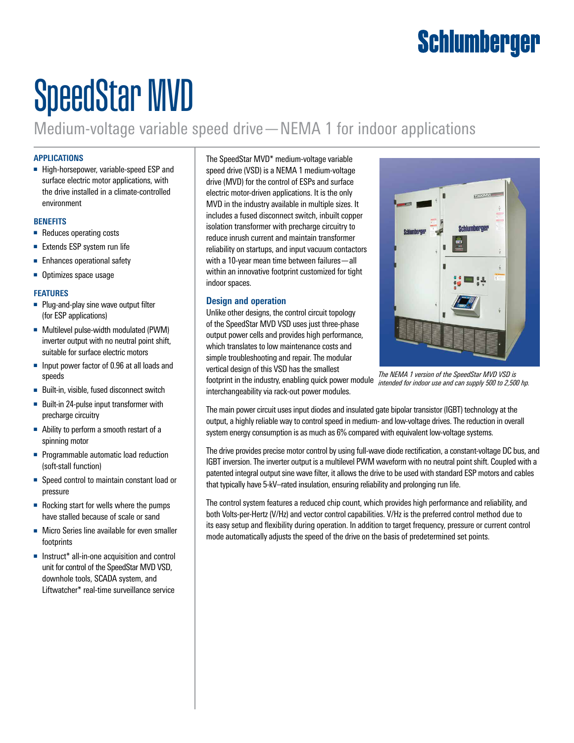# SpeedStar MVD

## Medium-voltage variable speed drive—NEMA 1 for indoor applications

### APPLICATIONS

- High-horsepower, variable-speed ESP and surface electric motor applications, with the drive installed in a climate-controlled environment

### BENEFITS

- Reduces operating costs
- Extends ESP system run life
- Enhances operational safety
- Optimizes space usage

### FEATURES

- Plug-and-play sine wave output filter (for ESP applications)
- Multilevel pulse-width modulated (PWM) inverter output with no neutral point shift, suitable for surface electric motors
- Input power factor of 0.96 at all loads and speeds
- Built-in, visible, fused disconnect switch
- Built-in 24-pulse input transformer with precharge circuitry
- Ability to perform a smooth restart of a spinning motor
- Programmable automatic load reduction (soft-stall function)
- Speed control to maintain constant load or pressure
- Rocking start for wells where the pumps have stalled because of scale or sand
- Micro Series line available for even smaller footprints
- Instruct* all-in-one acquisition and control unit for control of the SpeedStar MVD VSD, downhole tools, SCADA system, and Liftwatcher* real-time surveillance service

The SpeedStar MVD* medium-voltage variable speed drive (VSD) is a NEMA 1 medium-voltage drive (MVD) for the control of ESPs and surface electric motor-driven applications. It is the only MVD in the industry available in multiple sizes. It includes a fused disconnect switch, inbuilt copper isolation transformer with precharge circuitry to reduce inrush current and maintain transformer reliability on startups, and input vacuum contactors with a 10-year mean time between failures—all within an innovative footprint customized for tight indoor spaces.

*The NEMA 1 version of the SpeedStar MVD VSD is intended for indoor use and can supply 500 to 2,500 hp.*

### Design and operation

Unlike other designs, the control circuit topology of the SpeedStar MVD VSD uses just three-phase output power cells and provides high performance, which translates to low maintenance costs and simple troubleshooting and repair. The modular vertical design of this VSD has the smallest footprint in the industry, enabling quick power module interchangeability via rack-out power modules.

The main power circuit uses input diodes and insulated gate bipolar transistor (IGBT) technology at the output, a highly reliable way to control speed in medium- and low-voltage drives. The reduction in overall system energy consumption is as much as 6% compared with equivalent low-voltage systems.

The drive provides precise motor control by using full-wave diode rectification, a constant-voltage DC bus, and IGBT inversion. The inverter output is a multilevel PWM waveform with no neutral point shift. Coupled with a patented integral output sine wave filter, it allows the drive to be used with standard ESP motors and cables that typically have 5-kV–rated insulation, ensuring reliability and prolonging run life.

The control system features a reduced chip count, which provides high performance and reliability, and both Volts-per-Hertz (V/Hz) and vector control capabilities. V/Hz is the preferred control method due to its easy setup and flexibility during operation. In addition to target frequency, pressure or current control mode automatically adjusts the speed of the drive on the basis of predetermined set points.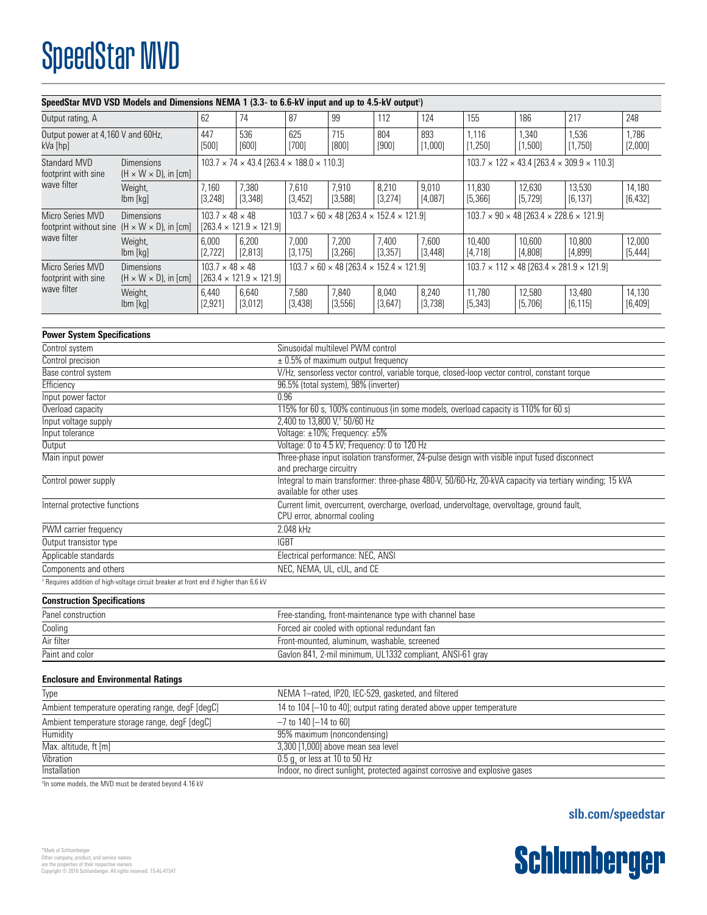# SpeedStar MVD

**SpeedStar MVD VSD Models and Dimensions NEMA 1 (3.3- to 6.6-kV input and up to 4.5-kV output[‡])**

| | | | | | | | | | | | |
|---|---|---|---|---|---|---|---|---|---|---|---|
| Output rating, A | | 62 | 74 | 87 | 99 | 112 | 124 | 155 | 186 | 217 | 248 |
| Output power at 4,160 V and 60Hz, kVa [hp] | | 447 [500] | 536 [600] | 625 [700] | 715 [800] | 804 [900] | 893 [1,000] | 1,116 [1,250] | 1,340 [1,500] | 1,536 [1,750] | 1,786 [2,000] |
| Standard MVD footprint with sine wave filter | Dimensions (H × W × D), in [cm] | 103.7 × 74 × 43.4 [263.4 × 188.0 × 110.3] | | | | | | 103.7 × 122 × 43.4 [263.4 × 309.9 × 110.3] | | | |
| | Weight, lbm [kg] | 7,160 [3,248] | 7,380 [3,348] | 7,610 [3,452] | 7,910 [3,588] | 8,210 [3,274] | 9,010 [4,087] | 11,830 [5,366] | 12,630 [5,729] | 13,530 [6,137] | 14,180 [6,432] |
| Micro Series MVD footprint without sine wave filter | Dimensions (H × W × D), in [cm] | 103.7 × 48 × 48 [263.4 × 121.9 × 121.9] | | 103.7 × 60 × 48 [263.4 × 152.4 × 121.9] | | | | 103.7 × 90 × 48 [263.4 × 228.6 × 121.9] | | | |
| | Weight, lbm [kg] | 6,000 [2,722] | 6,200 [2,813] | 7,000 [3,175] | 7,200 [3,266] | 7,400 [3,357] | 7,600 [3,448] | 10,400 [4,718] | 10,600 [4,808] | 10,800 [4,899] | 12,000 [5,444] |
| Micro Series MVD footprint with sine wave filter | Dimensions (H × W × D), in [cm] | 103.7 × 48 × 48 [263.4 × 121.9 × 121.9] | | 103.7 × 60 × 48 [263.4 × 152.4 × 121.9] | | | | 103.7 × 112 × 48 [263.4 × 281.9 × 121.9] | | | |
| | Weight, lbm [kg] | 6,440 [2,921] | 6,640 [3,012] | 7,580 [3,438] | 7,840 [3,556] | 8,040 [3,647] | 8,240 [3,738] | 11,780 [5,343] | 12,580 [5,706] | 13,480 [6,115] | 14,130 [6,409] |

**Power System Specifications**

| | |
|---|---|
| Control system | Sinusoidal multilevel PWM control |
| Control precision | ± 0.5% of maximum output frequency |
| Base control system | V/Hz, sensorless vector control, variable torque, closed-loop vector control, constant torque |
| Efficiency | 96.5% (total system), 98% (inverter) |
| Input power factor | 0.96 |
| Overload capacity | 115% for 60 s, 100% continuous (in some models, overload capacity is 110% for 60 s) |
| Input voltage supply | 2,400 to 13,800 V,[†] 50/60 Hz |
| Input tolerance | Voltage: ±10%; Frequency: ±5% |
| Output | Voltage: 0 to 4.5 kV; Frequency: 0 to 120 Hz |
| Main input power | Three-phase input isolation transformer, 24-pulse design with visible input fused disconnect and precharge circuitry |
| Control power supply | Integral to main transformer: three-phase 480-V, 50/60-Hz, 20-kVA capacity via tertiary winding; 15 kVA available for other uses |
| Internal protective functions | Current limit, overcurrent, overcharge, overload, undervoltage, overvoltage, ground fault, CPU error, abnormal cooling |
| PWM carrier frequency | 2.048 kHz |
| Output transistor type | IGBT |
| Applicable standards | Electrical performance: NEC, ANSI |
| Components and others | NEC, NEMA, UL, cUL, and CE |

[†] Requires addition of high-voltage circuit breaker at front end if higher than 6.6 kV

**Construction Specifications**

| | |
|---|---|
| Panel construction | Free-standing, front-maintenance type with channel base |
| Cooling | Forced air cooled with optional redundant fan |
| Air filter | Front-mounted, aluminum, washable, screened |
| Paint and color | Gavlon 841, 2-mil minimum, UL1332 compliant, ANSI-61 gray |

**Enclosure and Environmental Ratings**

| | |
|---|---|
| Type | NEMA 1–rated, IP20, IEC-529, gasketed, and filtered |
| Ambient temperature operating range, degF [degC] | 14 to 104 [–10 to 40]; output rating derated above upper temperature |
| Ambient temperature storage range, degF [degC] | –7 to 140 [–14 to 60] |
| Humidity | 95% maximum (noncondensing) |
| Max. altitude, ft [m] | 3,300 [1,000] above mean sea level |
| Vibration | 0.5 $g_n$ or less at 10 to 50 Hz |
| Installation | Indoor, no direct sunlight, protected against corrosive and explosive gases |

[‡] In some models, the MVD must be derated beyond 4.16 kV

**slb.com/speedstar**

*Mark of Schlumberger
Other company, product, and service names are the properties of their respective owners.
Copyright © 2016 Schlumberger. All rights reserved. 15-AL-41547

Schlumberger